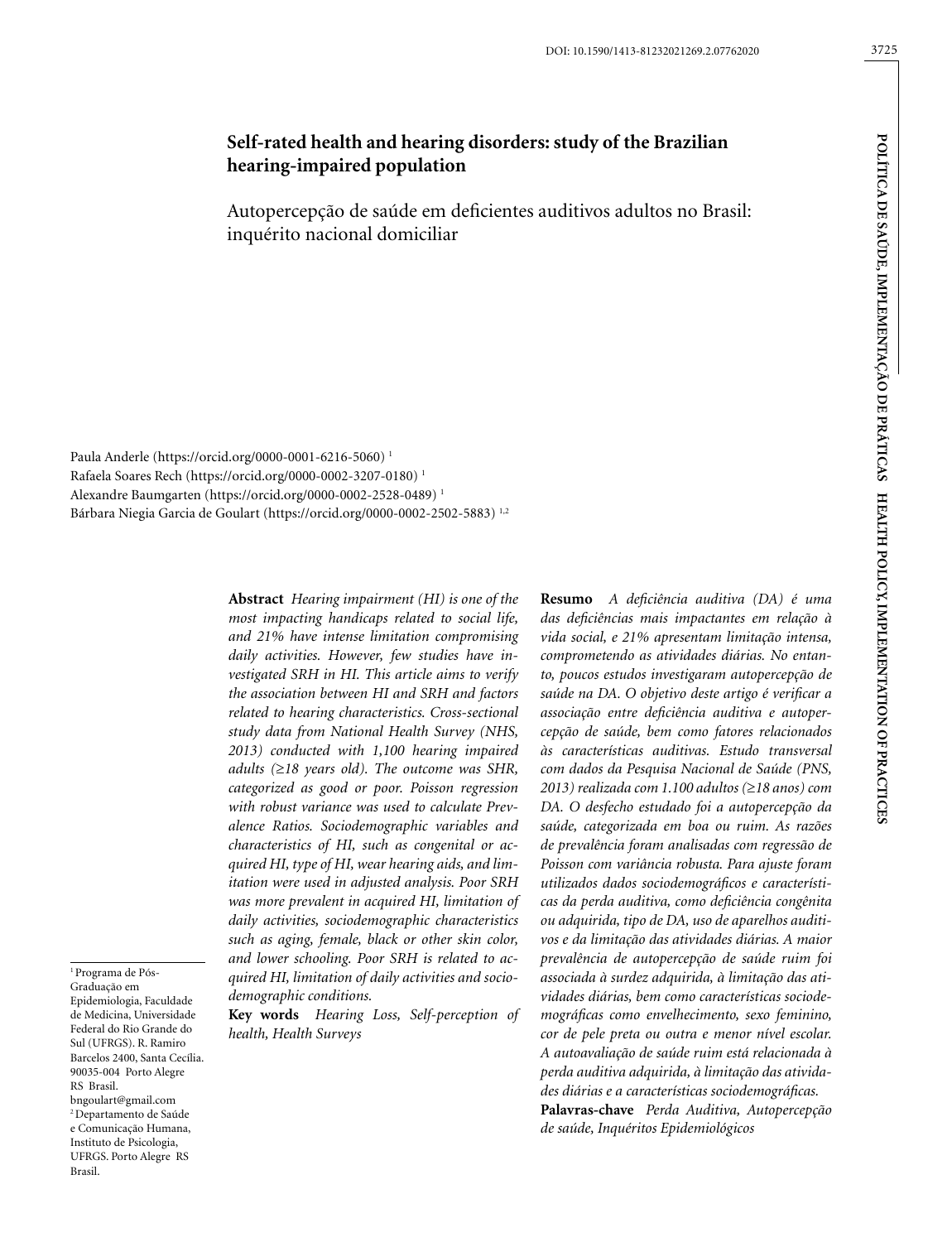# Self-rated health and hearing disorders: study of the Brazilian hearing-impaired population

## Autopercepção de saúde em deficientes auditivos adultos no Brasil: inquérito nacional domiciliar

Paula Anderle (https://orcid.org/0000-0001-6216-5060) [1]
Rafaela Soares Rech (https://orcid.org/0000-0002-3207-0180) [1]
Alexandre Baumgarten (https://orcid.org/0000-0002-2528-0489) [1]
Bárbara Niegia Garcia de Goulart (https://orcid.org/0000-0002-2502-5883) [1,2]

[1] Programa de Pós-Graduação em Epidemiologia, Faculdade de Medicina, Universidade Federal do Rio Grande do Sul (UFRGS). R. Ramiro Barcelos 2400, Santa Cecília. 90035-004 Porto Alegre RS Brasil. bngoulart@gmail.com
[2] Departamento de Saúde e Comunicação Humana, Instituto de Psicologia, UFRGS. Porto Alegre RS Brasil.

**Abstract** *Hearing impairment (HI) is one of the most impacting handicaps related to social life, and 21% have intense limitation compromising daily activities. However, few studies have investigated SRH in HI. This article aims to verify the association between HI and SRH and factors related to hearing characteristics. Cross-sectional study data from National Health Survey (NHS, 2013) conducted with 1,100 hearing impaired adults (≥18 years old). The outcome was SHR, categorized as good or poor. Poisson regression with robust variance was used to calculate Prevalence Ratios. Sociodemographic variables and characteristics of HI, such as congenital or acquired HI, type of HI, wear hearing aids, and limitation were used in adjusted analysis. Poor SRH was more prevalent in acquired HI, limitation of daily activities, sociodemographic characteristics such as aging, female, black or other skin color, and lower schooling. Poor SRH is related to acquired HI, limitation of daily activities and sociodemographic conditions.*

**Key words** *Hearing Loss, Self-perception of health, Health Surveys*

**Resumo** *A deficiência auditiva (DA) é uma das deficiências mais impactantes em relação à vida social, e 21% apresentam limitação intensa, comprometendo as atividades diárias. No entanto, poucos estudos investigaram autopercepção de saúde na DA. O objetivo deste artigo é verificar a associação entre deficiência auditiva e autopercepção de saúde, bem como fatores relacionados às características auditivas. Estudo transversal com dados da Pesquisa Nacional de Saúde (PNS, 2013) realizada com 1.100 adultos (≥18 anos) com DA. O desfecho estudado foi a autopercepção da saúde, categorizada em boa ou ruim. As razões de prevalência foram analisadas com regressão de Poisson com variância robusta. Para ajuste foram utilizados dados sociodemográficos e características da perda auditiva, como deficiência congênita ou adquirida, tipo de DA, uso de aparelhos auditivos e da limitação das atividades diárias. A maior prevalência de autopercepção de saúde ruim foi associada à surdez adquirida, à limitação das atividades diárias, bem como características sociodemográficas como envelhecimento, sexo feminino, cor de pele preta ou outra e menor nível escolar. A autoavaliação de saúde ruim está relacionada à perda auditiva adquirida, à limitação das atividades diárias e a características sociodemográficas.*

**Palavras-chave** *Perda Auditiva, Autopercepção de saúde, Inquéritos Epidemiológicos*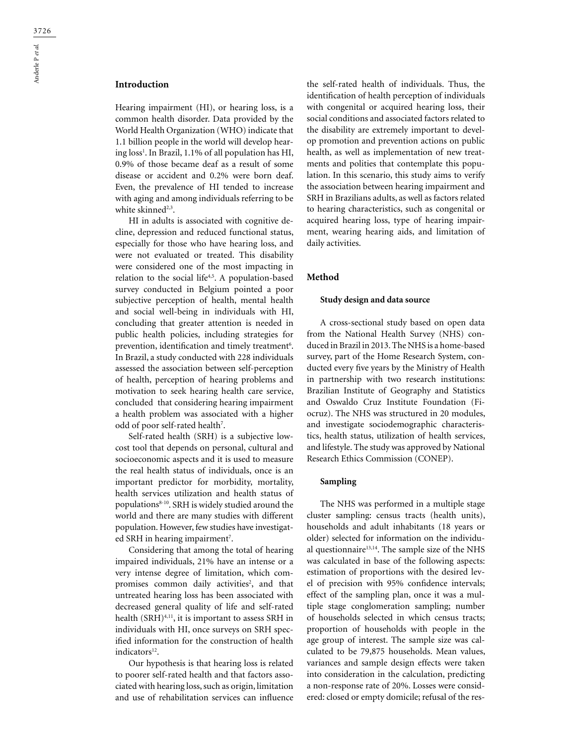## Introduction

Hearing impairment (HI), or hearing loss, is a common health disorder. Data provided by the World Health Organization (WHO) indicate that 1.1 billion people in the world will develop hearing loss[1]. In Brazil, 1.1% of all population has HI, 0.9% of those became deaf as a result of some disease or accident and 0.2% were born deaf. Even, the prevalence of HI tended to increase with aging and among individuals referring to be white skinned[2,3].

HI in adults is associated with cognitive decline, depression and reduced functional status, especially for those who have hearing loss, and were not evaluated or treated. This disability were considered one of the most impacting in relation to the social life[4,5]. A population-based survey conducted in Belgium pointed a poor subjective perception of health, mental health and social well-being in individuals with HI, concluding that greater attention is needed in public health policies, including strategies for prevention, identification and timely treatment[6]. In Brazil, a study conducted with 228 individuals assessed the association between self-perception of health, perception of hearing problems and motivation to seek hearing health care service, concluded that considering hearing impairment a health problem was associated with a higher odd of poor self-rated health[7].

Self-rated health (SRH) is a subjective low-cost tool that depends on personal, cultural and socioeconomic aspects and it is used to measure the real health status of individuals, once is an important predictor for morbidity, mortality, health services utilization and health status of populations[8-10]. SRH is widely studied around the world and there are many studies with different population. However, few studies have investigated SRH in hearing impairment[7].

Considering that among the total of hearing impaired individuals, 21% have an intense or a very intense degree of limitation, which compromises common daily activities[2], and that untreated hearing loss has been associated with decreased general quality of life and self-rated health (SRH)[4,11], it is important to assess SRH in individuals with HI, once surveys on SRH specified information for the construction of health indicators[12].

Our hypothesis is that hearing loss is related to poorer self-rated health and that factors associated with hearing loss, such as origin, limitation and use of rehabilitation services can influence the self-rated health of individuals. Thus, the identification of health perception of individuals with congenital or acquired hearing loss, their social conditions and associated factors related to the disability are extremely important to develop promotion and prevention actions on public health, as well as implementation of new treatments and polities that contemplate this population. In this scenario, this study aims to verify the association between hearing impairment and SRH in Brazilians adults, as well as factors related to hearing characteristics, such as congenital or acquired hearing loss, type of hearing impairment, wearing hearing aids, and limitation of daily activities.

## Method

### Study design and data source

A cross-sectional study based on open data from the National Health Survey (NHS) conducted in Brazil in 2013. The NHS is a home-based survey, part of the Home Research System, conducted every five years by the Ministry of Health in partnership with two research institutions: Brazilian Institute of Geography and Statistics and Oswaldo Cruz Institute Foundation (Fiocruz). The NHS was structured in 20 modules, and investigate sociodemographic characteristics, health status, utilization of health services, and lifestyle. The study was approved by National Research Ethics Commission (CONEP).

### Sampling

The NHS was performed in a multiple stage cluster sampling: census tracts (health units), households and adult inhabitants (18 years or older) selected for information on the individual questionnaire[13,14]. The sample size of the NHS was calculated in base of the following aspects: estimation of proportions with the desired level of precision with 95% confidence intervals; effect of the sampling plan, once it was a multiple stage conglomeration sampling; number of households selected in which census tracts; proportion of households with people in the age group of interest. The sample size was calculated to be 79,875 households. Mean values, variances and sample design effects were taken into consideration in the calculation, predicting a non-response rate of 20%. Losses were considered: closed or empty domicile; refusal of the res-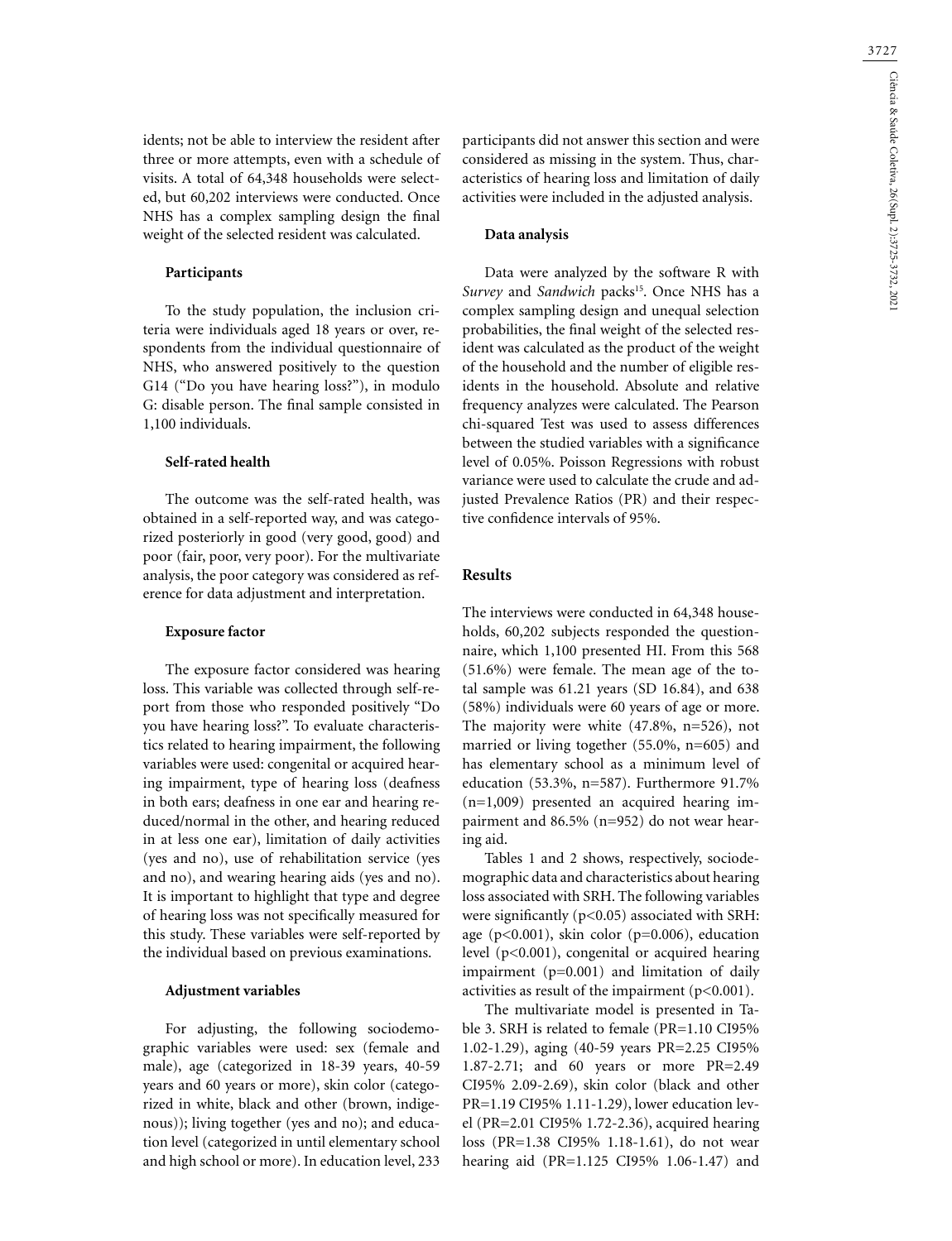idents; not be able to interview the resident after three or more attempts, even with a schedule of visits. A total of 64,348 households were selected, but 60,202 interviews were conducted. Once NHS has a complex sampling design the final weight of the selected resident was calculated.

### Participants

To the study population, the inclusion criteria were individuals aged 18 years or over, respondents from the individual questionnaire of NHS, who answered positively to the question G14 ("Do you have hearing loss?"), in modulo G: disable person. The final sample consisted in 1,100 individuals.

### Self-rated health

The outcome was the self-rated health, was obtained in a self-reported way, and was categorized posteriorly in good (very good, good) and poor (fair, poor, very poor). For the multivariate analysis, the poor category was considered as reference for data adjustment and interpretation.

### Exposure factor

The exposure factor considered was hearing loss. This variable was collected through self-report from those who responded positively "Do you have hearing loss?". To evaluate characteristics related to hearing impairment, the following variables were used: congenital or acquired hearing impairment, type of hearing loss (deafness in both ears; deafness in one ear and hearing reduced/normal in the other, and hearing reduced in at less one ear), limitation of daily activities (yes and no), use of rehabilitation service (yes and no), and wearing hearing aids (yes and no). It is important to highlight that type and degree of hearing loss was not specifically measured for this study. These variables were self-reported by the individual based on previous examinations.

### Adjustment variables

For adjusting, the following sociodemographic variables were used: sex (female and male), age (categorized in 18-39 years, 40-59 years and 60 years or more), skin color (categorized in white, black and other (brown, indigenous)); living together (yes and no); and education level (categorized in until elementary school and high school or more). In education level, 233 participants did not answer this section and were considered as missing in the system. Thus, characteristics of hearing loss and limitation of daily activities were included in the adjusted analysis.

### Data analysis

Data were analyzed by the software R with *Survey* and *Sandwich* packs[15]. Once NHS has a complex sampling design and unequal selection probabilities, the final weight of the selected resident was calculated as the product of the weight of the household and the number of eligible residents in the household. Absolute and relative frequency analyzes were calculated. The Pearson chi-squared Test was used to assess differences between the studied variables with a significance level of 0.05. Poisson Regressions with robust variance were used to calculate the crude and adjusted Prevalence Ratios (PR) and their respective confidence intervals of 95%.

## Results

The interviews were conducted in 64,348 households, 60,202 subjects responded the questionnaire, which 1,100 presented HI. From this 568 (51.6%) were female. The mean age of the total sample was 61.21 years (SD 16.84), and 638 (58%) individuals were 60 years of age or more. The majority were white (47.8%, n=526), not married or living together (55.0%, n=605) and has elementary school as a minimum level of education (53.3%, n=587). Furthermore 91.7% (n=1,009) presented an acquired hearing impairment and 86.5% (n=952) do not wear hearing aid.

Tables 1 and 2 shows, respectively, sociodemographic data and characteristics about hearing loss associated with SRH. The following variables were significantly ($p<0.05$) associated with SRH: age ($p<0.001$), skin color ($p=0.006$), education level ($p<0.001$), congenital or acquired hearing impairment ($p=0.001$) and limitation of daily activities as result of the impairment ($p<0.001$).

The multivariate model is presented in Table 3. SRH is related to female (PR=1.10 CI95% 1.02-1.29), aging (40-59 years PR=2.25 CI95% 1.87-2.71; and 60 years or more PR=2.49 CI95% 2.09-2.69), skin color (black and other PR=1.19 CI95% 1.11-1.29), lower education level (PR=2.01 CI95% 1.72-2.36), acquired hearing loss (PR=1.38 CI95% 1.18-1.61), do not wear hearing aid (PR=1.125 CI95% 1.06-1.47) and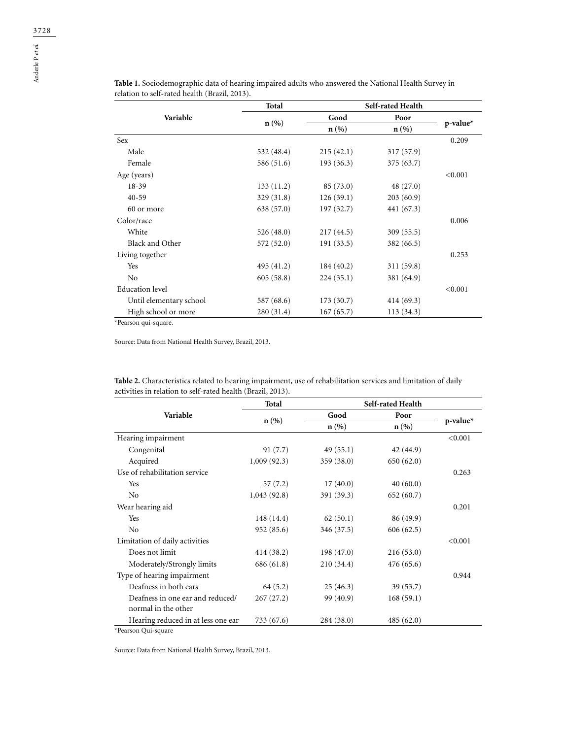**Table 1.** Sociodemographic data of hearing impaired adults who answered the National Health Survey in relation to self-rated health (Brazil, 2013).

| Variable | Total | Self-rated Health | | p-value* |
|---|---|---|---|---|
| | | Good | Poor | |
| | n (%) | n (%) | n (%) | |
| Sex | | | | 0.209 |
| Male | 532 (48.4) | 215 (42.1) | 317 (57.9) | |
| Female | 586 (51.6) | 193 (36.3) | 375 (63.7) | |
| Age (years) | | | | <0.001 |
| 18-39 | 133 (11.2) | 85 (73.0) | 48 (27.0) | |
| 40-59 | 329 (31.8) | 126 (39.1) | 203 (60.9) | |
| 60 or more | 638 (57.0) | 197 (32.7) | 441 (67.3) | |
| Color/race | | | | 0.006 |
| White | 526 (48.0) | 217 (44.5) | 309 (55.5) | |
| Black and Other | 572 (52.0) | 191 (33.5) | 382 (66.5) | |
| Living together | | | | 0.253 |
| Yes | 495 (41.2) | 184 (40.2) | 311 (59.8) | |
| No | 605 (58.8) | 224 (35.1) | 381 (64.9) | |
| Education level | | | | <0.001 |
| Until elementary school | 587 (68.6) | 173 (30.7) | 414 (69.3) | |
| High school or more | 280 (31.4) | 167 (65.7) | 113 (34.3) | |

*Pearson qui-square.

Source: Data from National Health Survey, Brazil, 2013.

**Table 2.** Characteristics related to hearing impairment, use of rehabilitation services and limitation of daily activities in relation to self-rated health (Brazil, 2013).

| Variable | Total | Self-rated Health | | p-value* |
|---|---|---|---|---|
| | | Good | Poor | |
| | n (%) | n (%) | n (%) | |
| Hearing impairment | | | | <0.001 |
| Congenital | 91 (7.7) | 49 (55.1) | 42 (44.9) | |
| Acquired | 1,009 (92.3) | 359 (38.0) | 650 (62.0) | |
| Use of rehabilitation service | | | | 0.263 |
| Yes | 57 (7.2) | 17 (40.0) | 40 (60.0) | |
| No | 1,043 (92.8) | 391 (39.3) | 652 (60.7) | |
| Wear hearing aid | | | | 0.201 |
| Yes | 148 (14.4) | 62 (50.1) | 86 (49.9) | |
| No | 952 (85.6) | 346 (37.5) | 606 (62.5) | |
| Limitation of daily activities | | | | <0.001 |
| Does not limit | 414 (38.2) | 198 (47.0) | 216 (53.0) | |
| Moderately/Strongly limits | 686 (61.8) | 210 (34.4) | 476 (65.6) | |
| Type of hearing impairment | | | | 0.944 |
| Deafness in both ears | 64 (5.2) | 25 (46.3) | 39 (53.7) | |
| Deafness in one ear and reduced/ normal in the other | 267 (27.2) | 99 (40.9) | 168 (59.1) | |
| Hearing reduced in at less one ear | 733 (67.6) | 284 (38.0) | 485 (62.0) | |

*Pearson Qui-square

Source: Data from National Health Survey, Brazil, 2013.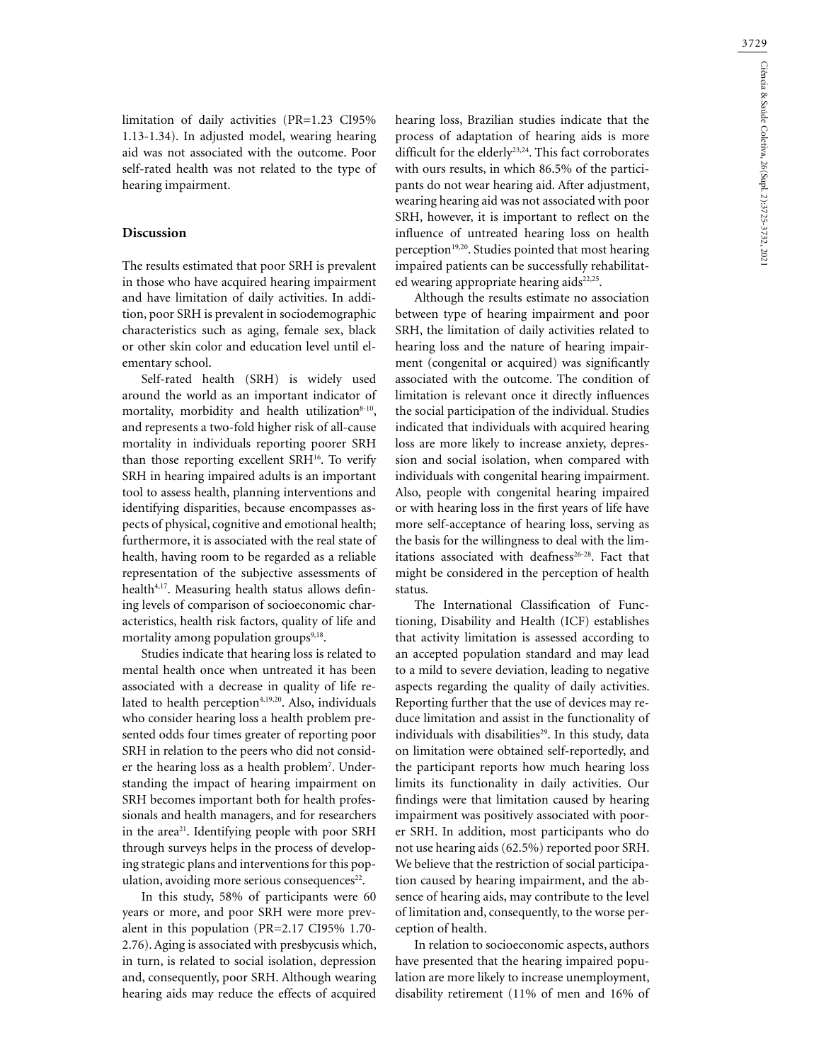limitation of daily activities (PR=1.23 CI95% 1.13-1.34). In adjusted model, wearing hearing aid was not associated with the outcome. Poor self-rated health was not related to the type of hearing impairment.

## Discussion

The results estimated that poor SRH is prevalent in those who have acquired hearing impairment and have limitation of daily activities. In addition, poor SRH is prevalent in sociodemographic characteristics such as aging, female sex, black or other skin color and education level until elementary school.

Self-rated health (SRH) is widely used around the world as an important indicator of mortality, morbidity and health utilization[8-10], and represents a two-fold higher risk of all-cause mortality in individuals reporting poorer SRH than those reporting excellent SRH[16]. To verify SRH in hearing impaired adults is an important tool to assess health, planning interventions and identifying disparities, because encompasses aspects of physical, cognitive and emotional health; furthermore, it is associated with the real state of health, having room to be regarded as a reliable representation of the subjective assessments of health[4,17]. Measuring health status allows defining levels of comparison of socioeconomic characteristics, health risk factors, quality of life and mortality among population groups[9,18].

Studies indicate that hearing loss is related to mental health once when untreated it has been associated with a decrease in quality of life related to health perception[4,19,20]. Also, individuals who consider hearing loss a health problem presented odds four times greater of reporting poor SRH in relation to the peers who did not consider the hearing loss as a health problem[7]. Understanding the impact of hearing impairment on SRH becomes important both for health professionals and health managers, and for researchers in the area[21]. Identifying people with poor SRH through surveys helps in the process of developing strategic plans and interventions for this population, avoiding more serious consequences[22].

In this study, 58% of participants were 60 years or more, and poor SRH were more prevalent in this population (PR=2.17 CI95% 1.70-2.76). Aging is associated with presbycusis which, in turn, is related to social isolation, depression and, consequently, poor SRH. Although wearing hearing aids may reduce the effects of acquired hearing loss, Brazilian studies indicate that the process of adaptation of hearing aids is more difficult for the elderly[23,24]. This fact corroborates with ours results, in which 86.5% of the participants do not wear hearing aid. After adjustment, wearing hearing aid was not associated with poor SRH, however, it is important to reflect on the influence of untreated hearing loss on health perception[19,20]. Studies pointed that most hearing impaired patients can be successfully rehabilitated wearing appropriate hearing aids[22,25].

Although the results estimate no association between type of hearing impairment and poor SRH, the limitation of daily activities related to hearing loss and the nature of hearing impairment (congenital or acquired) was significantly associated with the outcome. The condition of limitation is relevant once it directly influences the social participation of the individual. Studies indicated that individuals with acquired hearing loss are more likely to increase anxiety, depression and social isolation, when compared with individuals with congenital hearing impairment. Also, people with congenital hearing impaired or with hearing loss in the first years of life have more self-acceptance of hearing loss, serving as the basis for the willingness to deal with the limitations associated with deafness[26-28]. Fact that might be considered in the perception of health status.

The International Classification of Functioning, Disability and Health (ICF) establishes that activity limitation is assessed according to an accepted population standard and may lead to a mild to severe deviation, leading to negative aspects regarding the quality of daily activities. Reporting further that the use of devices may reduce limitation and assist in the functionality of individuals with disabilities[29]. In this study, data on limitation were obtained self-reportedly, and the participant reports how much hearing loss limits its functionality in daily activities. Our findings were that limitation caused by hearing impairment was positively associated with poorer SRH. In addition, most participants who do not use hearing aids (62.5%) reported poor SRH. We believe that the restriction of social participation caused by hearing impairment, and the absence of hearing aids, may contribute to the level of limitation and, consequently, to the worse perception of health.

In relation to socioeconomic aspects, authors have presented that the hearing impaired population are more likely to increase unemployment, disability retirement (11% of men and 16% of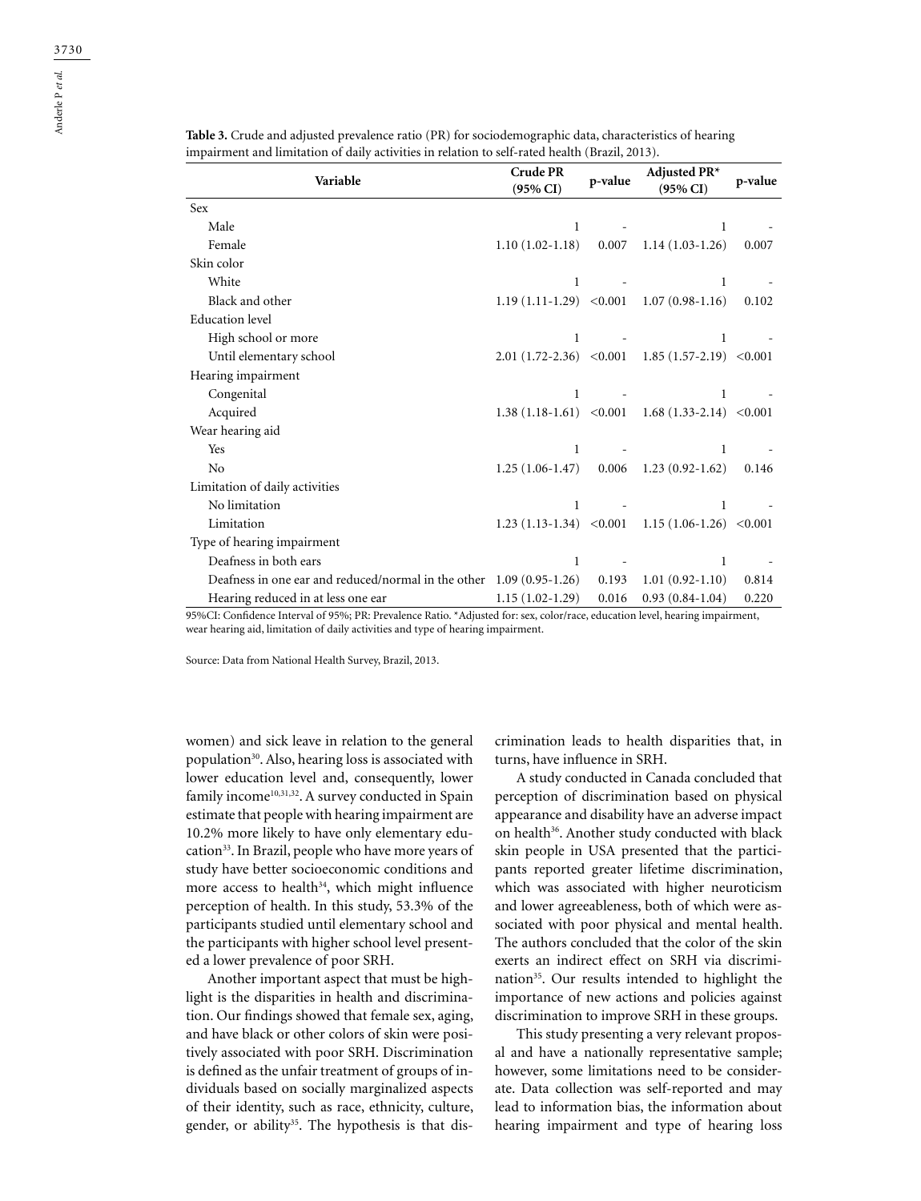**Table 3.** Crude and adjusted prevalence ratio (PR) for sociodemographic data, characteristics of hearing impairment and limitation of daily activities in relation to self-rated health (Brazil, 2013).

| Variable | Crude PR (95% CI) | p-value | Adjusted PR* (95% CI) | p-value |
|---|---|---|---|---|
| Sex | | | | |
| Male | 1 | - | 1 | - |
| Female | 1.10 (1.02-1.18) | 0.007 | 1.14 (1.03-1.26) | 0.007 |
| Skin color | | | | |
| White | 1 | - | 1 | - |
| Black and other | 1.19 (1.11-1.29) | <0.001 | 1.07 (0.98-1.16) | 0.102 |
| Education level | | | | |
| High school or more | 1 | - | 1 | - |
| Until elementary school | 2.01 (1.72-2.36) | <0.001 | 1.85 (1.57-2.19) | <0.001 |
| Hearing impairment | | | | |
| Congenital | 1 | - | 1 | - |
| Acquired | 1.38 (1.18-1.61) | <0.001 | 1.68 (1.33-2.14) | <0.001 |
| Wear hearing aid | | | | |
| Yes | 1 | - | 1 | - |
| No | 1.25 (1.06-1.47) | 0.006 | 1.23 (0.92-1.62) | 0.146 |
| Limitation of daily activities | | | | |
| No limitation | 1 | - | 1 | - |
| Limitation | 1.23 (1.13-1.34) | <0.001 | 1.15 (1.06-1.26) | <0.001 |
| Type of hearing impairment | | | | |
| Deafness in both ears | 1 | - | 1 | - |
| Deafness in one ear and reduced/normal in the other | 1.09 (0.95-1.26) | 0.193 | 1.01 (0.92-1.10) | 0.814 |
| Hearing reduced in at less one ear | 1.15 (1.02-1.29) | 0.016 | 0.93 (0.84-1.04) | 0.220 |

95%CI: Confidence Interval of 95%; PR: Prevalence Ratio. *Adjusted for: sex, color/race, education level, hearing impairment, wear hearing aid, limitation of daily activities and type of hearing impairment.

Source: Data from National Health Survey, Brazil, 2013.

women) and sick leave in relation to the general population[30]. Also, hearing loss is associated with lower education level and, consequently, lower family income[10,31,32]. A survey conducted in Spain estimate that people with hearing impairment are 10.2% more likely to have only elementary education[33]. In Brazil, people who have more years of study have better socioeconomic conditions and more access to health[34], which might influence perception of health. In this study, 53.3% of the participants studied until elementary school and the participants with higher school level presented a lower prevalence of poor SRH.

Another important aspect that must be highlight is the disparities in health and discrimination. Our findings showed that female sex, aging, and have black or other colors of skin were positively associated with poor SRH. Discrimination is defined as the unfair treatment of groups of individuals based on socially marginalized aspects of their identity, such as race, ethnicity, culture, gender, or ability[35]. The hypothesis is that discrimination leads to health disparities that, in turns, have influence in SRH.

A study conducted in Canada concluded that perception of discrimination based on physical appearance and disability have an adverse impact on health[36]. Another study conducted with black skin people in USA presented that the participants reported greater lifetime discrimination, which was associated with higher neuroticism and lower agreeableness, both of which were associated with poor physical and mental health. The authors concluded that the color of the skin exerts an indirect effect on SRH via discrimination[35]. Our results intended to highlight the importance of new actions and policies against discrimination to improve SRH in these groups.

This study presenting a very relevant proposal and have a nationally representative sample; however, some limitations need to be considerate. Data collection was self-reported and may lead to information bias, the information about hearing impairment and type of hearing loss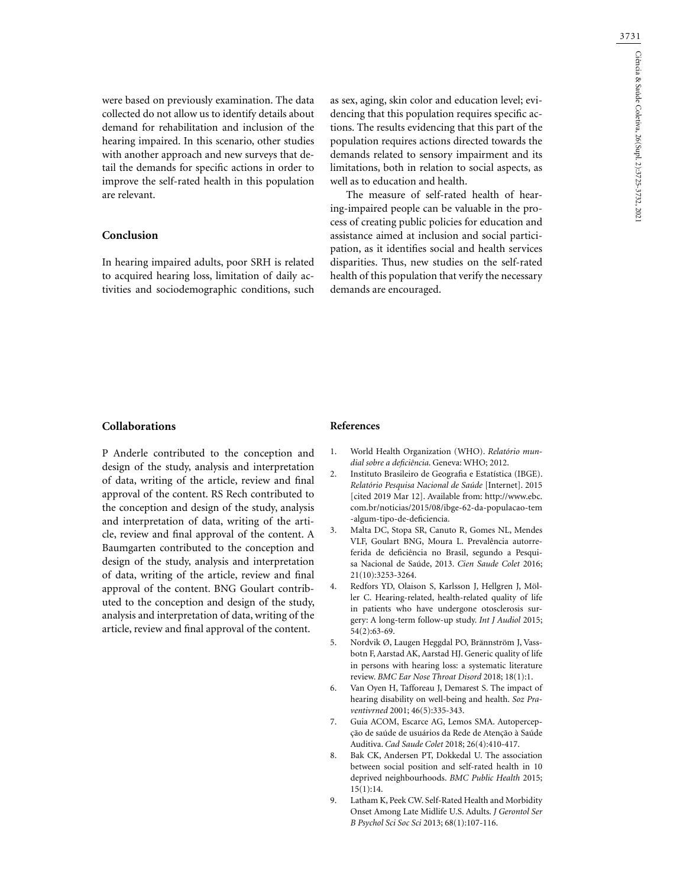were based on previously examination. The data collected do not allow us to identify details about demand for rehabilitation and inclusion of the hearing impaired. In this scenario, other studies with another approach and new surveys that detail the demands for specific actions in order to improve the self-rated health in this population are relevant.

## Conclusion

In hearing impaired adults, poor SRH is related to acquired hearing loss, limitation of daily activities and sociodemographic conditions, such as sex, aging, skin color and education level; evidencing that this population requires specific actions. The results evidencing that this part of the population requires actions directed towards the demands related to sensory impairment and its limitations, both in relation to social aspects, as well as to education and health.

The measure of self-rated health of hearing-impaired people can be valuable in the process of creating public policies for education and assistance aimed at inclusion and social participation, as it identifies social and health services disparities. Thus, new studies on the self-rated health of this population that verify the necessary demands are encouraged.

## Collaborations

P Anderle contributed to the conception and design of the study, analysis and interpretation of data, writing of the article, review and final approval of the content. RS Rech contributed to the conception and design of the study, analysis and interpretation of data, writing of the article, review and final approval of the content. A Baumgarten contributed to the conception and design of the study, analysis and interpretation of data, writing of the article, review and final approval of the content. BNG Goulart contributed to the conception and design of the study, analysis and interpretation of data, writing of the article, review and final approval of the content.

## References

1. World Health Organization (WHO). *Relatório mundial sobre a deficiência*. Geneva: WHO; 2012.
2. Instituto Brasileiro de Geografia e Estatística (IBGE). *Relatório Pesquisa Nacional de Saúde* [Internet]. 2015 [cited 2019 Mar 12]. Available from: http://www.ebc.com.br/noticias/2015/08/ibge-62-da-populacao-tem-algum-tipo-de-deficiencia.
3. Malta DC, Stopa SR, Canuto R, Gomes NL, Mendes VLF, Goulart BNG, Moura L. Prevalência autorreferida de deficiência no Brasil, segundo a Pesquisa Nacional de Saúde, 2013. *Cien Saude Colet* 2016; 21(10):3253-3264.
4. Redfors YD, Olaison S, Karlsson J, Hellgren J, Möller C. Hearing-related, health-related quality of life in patients who have undergone otosclerosis surgery: A long-term follow-up study. *Int J Audiol* 2015; 54(2):63-69.
5. Nordvik Ø, Laugen Heggdal PO, Brännström J, Vassbotn F, Aarstad AK, Aarstad HJ. Generic quality of life in persons with hearing loss: a systematic literature review. *BMC Ear Nose Throat Disord* 2018; 18(1):1.
6. Van Oyen H, Tafforeau J, Demarest S. The impact of hearing disability on well-being and health. *Soz Praventivrned* 2001; 46(5):335-343.
7. Guia ACOM, Escarce AG, Lemos SMA. Autopercepção de saúde de usuários da Rede de Atenção à Saúde Auditiva. *Cad Saude Colet* 2018; 26(4):410-417.
8. Bak CK, Andersen PT, Dokkedal U. The association between social position and self-rated health in 10 deprived neighbourhoods. *BMC Public Health* 2015; 15(1):14.
9. Latham K, Peek CW. Self-Rated Health and Morbidity Onset Among Late Midlife U.S. Adults. *J Gerontol Ser B Psychol Sci Soc Sci* 2013; 68(1):107-116.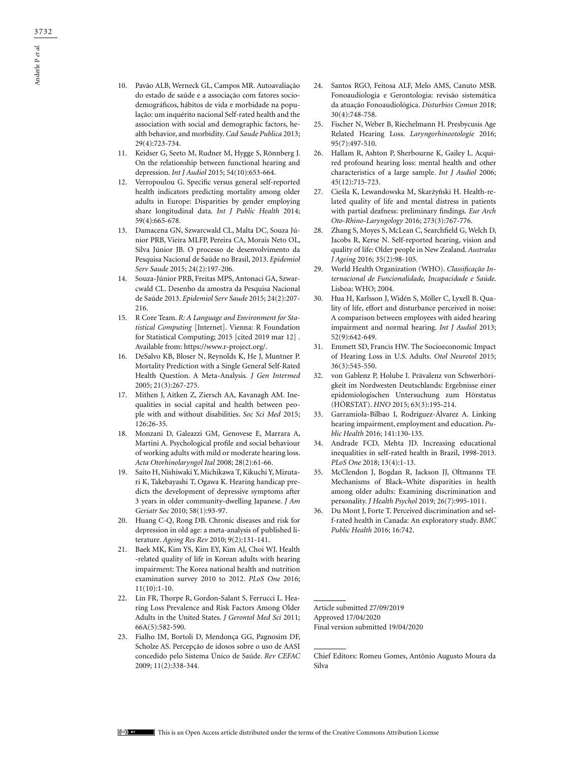10. Pavão ALB, Werneck GL, Campos MR. Autoavaliação do estado de saúde e a associação com fatores sociodemográficos, hábitos de vida e morbidade na população: um inquérito nacional Self-rated health and the association with social and demographic factors, health behavior, and morbidity. *Cad Saude Publica* 2013; 29(4):723-734.
11. Keidser G, Seeto M, Rudner M, Hygge S, Rönnberg J. On the relationship between functional hearing and depression. *Int J Audiol* 2015; 54(10):653-664.
12. Verropoulou G. Specific versus general self-reported health indicators predicting mortality among older adults in Europe: Disparities by gender employing share longitudinal data. *Int J Public Health* 2014; 59(4):665-678.
13. Damacena GN, Szwarcwald CL, Malta DC, Souza Júnior PRB, Vieira MLFP, Pereira CA, Morais Neto OL, Silva Júnior JB. O processo de desenvolvimento da Pesquisa Nacional de Saúde no Brasil, 2013. *Epidemiol Serv Saude* 2015; 24(2):197-206.
14. Souza-Júnior PRB, Freitas MPS, Antonaci GA, Szwarcwald CL. Desenho da amostra da Pesquisa Nacional de Saúde 2013. *Epidemiol Serv Saude* 2015; 24(2):207-216.
15. R Core Team. *R: A Language and Environment for Statistical Computing* [Internet]. Vienna: R Foundation for Statistical Computing; 2015 [cited 2019 mar 12] . Available from: https://www.r-project.org/.
16. DeSalvo KB, Bloser N, Reynolds K, He J, Muntner P. Mortality Prediction with a Single General Self-Rated Health Question. A Meta-Analysis. *J Gen Intermed* 2005; 21(3):267-275.
17. Mithen J, Aitken Z, Ziersch AA, Kavanagh AM. Inequalities in social capital and health between people with and without disabilities. *Soc Sci Med* 2015; 126:26-35.
18. Monzani D, Galeazzi GM, Genovese E, Marrara A, Martini A. Psychological profile and social behaviour of working adults with mild or moderate hearing loss. *Acta Otorhinolaryngol Ital* 2008; 28(2):61-66.
19. Saito H, Nishiwaki Y, Michikawa T, Kikuchi Y, Mizutari K, Takebayashi T, Ogawa K. Hearing handicap predicts the development of depressive symptoms after 3 years in older community-dwelling Japanese. *J Am Geriatr Soc* 2010; 58(1):93-97.
20. Huang C-Q, Rong DB. Chronic diseases and risk for depression in old age: a meta-analysis of published literature. *Ageing Res Rev* 2010; 9(2):131-141.
21. Baek MK, Kim YS, Kim EY, Kim AJ, Choi WJ. Health -related quality of life in Korean adults with hearing impairment: The Korea national health and nutrition examination survey 2010 to 2012. *PLoS One* 2016; 11(10):1-10.
22. Lin FR, Thorpe R, Gordon-Salant S, Ferrucci L. Hearing Loss Prevalence and Risk Factors Among Older Adults in the United States. *J Gerontol Med Sci* 2011; 66A(5):582-590.
23. Fialho IM, Bortoli D, Mendonça GG, Pagnosim DF, Scholze AS. Percepção de idosos sobre o uso de AASI concedido pelo Sistema Único de Saúde. *Rev CEFAC* 2009; 11(2):338-344.
24. Santos RGO, Feitosa ALF, Melo AMS, Canuto MSB. Fonoaudiologia e Gerontologia: revisão sistemática da atuação Fonoaudiológica. *Disturbios Comun* 2018; 30(4):748-758.
25. Fischer N, Weber B, Riechelmann H. Presbycusis Age Related Hearing Loss. *Laryngorhinootologie* 2016; 95(7):497-510.
26. Hallam R, Ashton P, Sherbourne K, Gailey L. Acquired profound hearing loss: mental health and other characteristics of a large sample. *Int J Audiol* 2006; 45(12):715-723.
27. Cieśla K, Lewandowska M, Skarżyński H. Health-related quality of life and mental distress in patients with partial deafness: preliminary findings. *Eur Arch Oto-Rhino-Laryngology* 2016; 273(3):767-776.
28. Zhang S, Moyes S, McLean C, Searchfield G, Welch D, Jacobs R, Kerse N. Self-reported hearing, vision and quality of life: Older people in New Zealand. *Australas J Ageing* 2016; 35(2):98-105.
29. World Health Organization (WHO). *Classificação Internacional de Funcionalidade, Incapacidade e Saúde*. Lisboa: WHO; 2004.
30. Hua H, Karlsson J, Widén S, Möller C, Lyxell B. Quality of life, effort and disturbance perceived in noise: A comparison between employees with aided hearing impairment and normal hearing. *Int J Audiol* 2013; 52(9):642-649.
31. Emmett SD, Francis HW. The Socioeconomic Impact of Hearing Loss in U.S. Adults. *Otol Neurotol* 2015; 36(3):545-550.
32. von Gablenz P, Holube I. Prävalenz von Schwerhörigkeit im Nordwesten Deutschlands: Ergebnisse einer epidemiologischen Untersuchung zum Hörstatus (HÖRSTAT). *HNO* 2015; 63(3):195-214.
33. Garramiola-Bilbao I, Rodríguez-Álvarez A. Linking hearing impairment, employment and education. *Public Health* 2016; 141:130-135.
34. Andrade FCD, Mehta JD. Increasing educational inequalities in self-rated health in Brazil, 1998-2013. *PLoS One* 2018; 13(4):1-13.
35. McClendon J, Bogdan R, Jackson JJ, Oltmanns TF. Mechanisms of Black–White disparities in health among older adults: Examining discrimination and personality. *J Health Psychol* 2019; 26(7):995-1011.
36. Du Mont J, Forte T. Perceived discrimination and self-rated health in Canada: An exploratory study. *BMC Public Health* 2016; 16:742.

Article submitted 27/09/2019
Approved 17/04/2020
Final version submitted 19/04/2020

Chief Editors: Romeu Gomes, Antônio Augusto Moura da Silva

This is an Open Access article distributed under the terms of the Creative Commons Attribution License